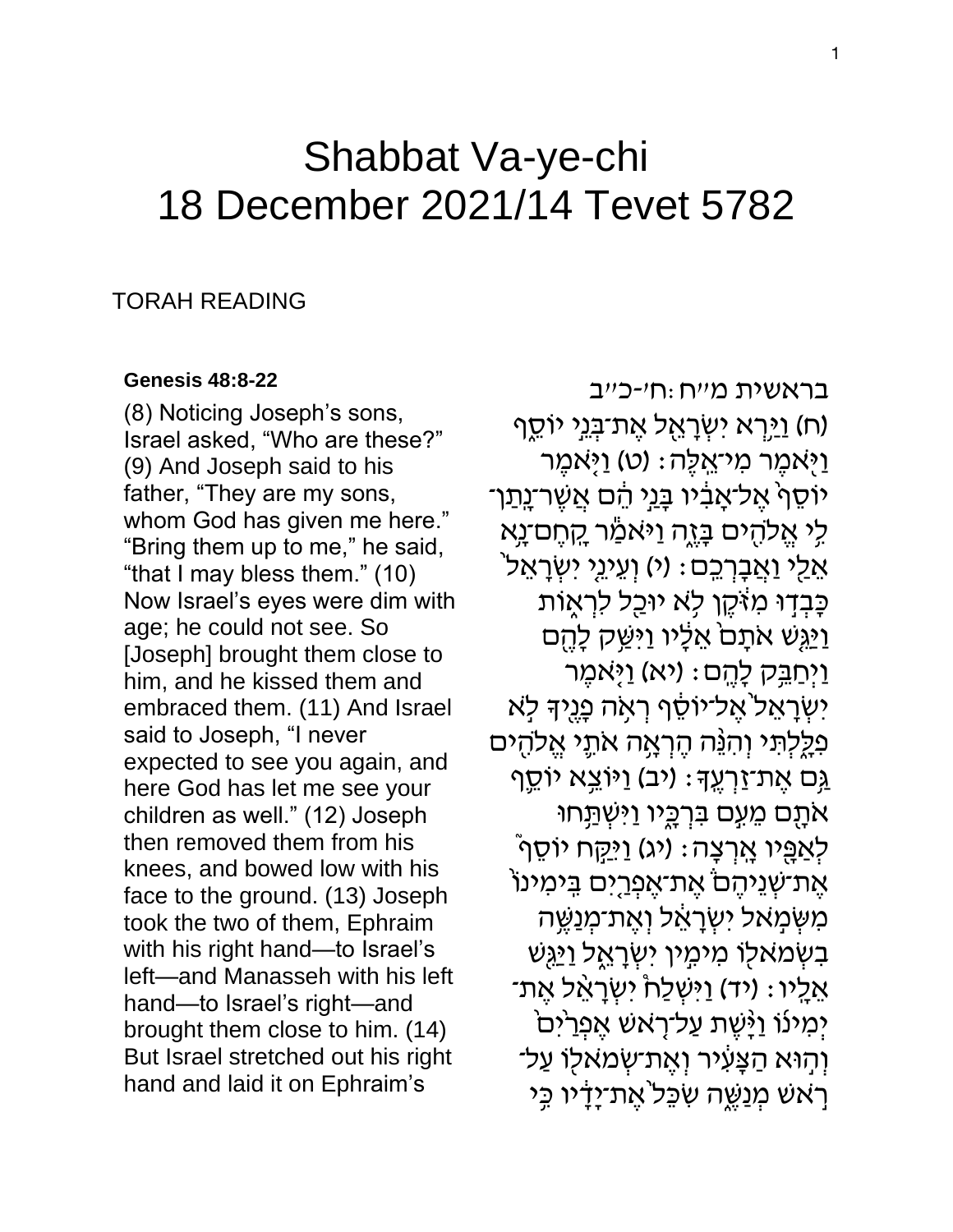# Shabbat Va-ye-chi
# 18 December 2021/14 Tevet 5782

## TORAH READING

**Genesis 48:8-22**

(8) Noticing Joseph's sons, Israel asked, "Who are these?" (9) And Joseph said to his father, "They are my sons, whom God has given me here." "Bring them up to me," he said, "that I may bless them." (10) Now Israel's eyes were dim with age; he could not see. So [Joseph] brought them close to him, and he kissed them and embraced them. (11) And Israel said to Joseph, "I never expected to see you again, and here God has let me see your children as well." (12) Joseph then removed them from his knees, and bowed low with his face to the ground. (13) Joseph took the two of them, Ephraim with his right hand—to Israel's left—and Manasseh with his left hand—to Israel's right—and brought them close to him. (14) But Israel stretched out his right hand and laid it on Ephraim's

בראשית מ״ח:ח׳-כ״ב

(ח) וַיַּ֥רְא יִשְׂרָאֵ֖ל אֶת־בְּנֵ֣י יוֹסֵ֑ף וַיֹּ֖אמֶר מִי־אֵֽלֶּה׃ (ט) וַיֹּ֤אמֶר יוֹסֵף֙ אֶל־אָבִ֔יו בָּנַ֣י הֵ֔ם אֲשֶׁר־נָֽתַן־לִ֥י אֱלֹהִ֖ים בָּזֶ֑ה וַיֹּאמַ֕ר קָֽחֶם־נָ֥א אֵלַ֖י וַאֲבָרְכֵֽם׃ (י) וְעֵינֵ֤י יִשְׂרָאֵל֙ כָּבְד֣וּ מִזֹּ֔קֶן לֹ֥א יוּכַ֖ל לִרְא֑וֹת וַיַּגֵּ֤שׁ אֹתָם֙ אֵלָ֔יו וַיִּשַּׁ֥ק לָהֶ֖ם וַיְחַבֵּ֥ק לָהֶֽם׃ (יא) וַיֹּ֤אמֶר יִשְׂרָאֵל֙ אֶל־יוֹסֵ֔ף רְאֹ֥ה פָנֶ֖יךָ לֹ֣א פִלָּ֑לְתִּי וְהִנֵּ֨ה הֶרְאָ֥ה אֹתִ֛י אֱלֹהִ֖ים גַּ֥ם אֶת־זַרְעֶֽךָ׃ (יב) וַיּוֹצֵ֥א יוֹסֵ֛ף אֹתָ֖ם מֵעִ֣ם בִּרְכָּ֑יו וַיִּשְׁתַּ֥חוּ לְאַפָּ֖יו אָֽרְצָה׃ (יג) וַיִּקַּ֣ח יוֹסֵף֮ אֶת־שְׁנֵיהֶם֒ אֶֽת־אֶפְרַ֤יִם בִּֽימִינוֹ֙ מִשְּׂמֹ֣אל יִשְׂרָאֵ֔ל וְאֶת־מְנַשֶּׁ֥ה בִשְׂמֹאל֖וֹ מִימִ֣ין יִשְׂרָאֵ֑ל וַיַּגֵּ֖שׁ אֵלָֽיו׃ (יד) וַיִּשְׁלַח֩ יִשְׂרָאֵ֨ל אֶת־יְמִינ֜וֹ וַיָּ֨שֶׁת עַל־רֹ֤אשׁ אֶפְרַ֙יִם֙ וְה֣וּא הַצָּעִ֔יר וְאֶת־שְׂמֹאל֖וֹ עַל־רֹ֣אשׁ מְנַשֶּׁ֑ה שִׂכֵּל֙ אֶת־יָדָ֔יו כִּ֥י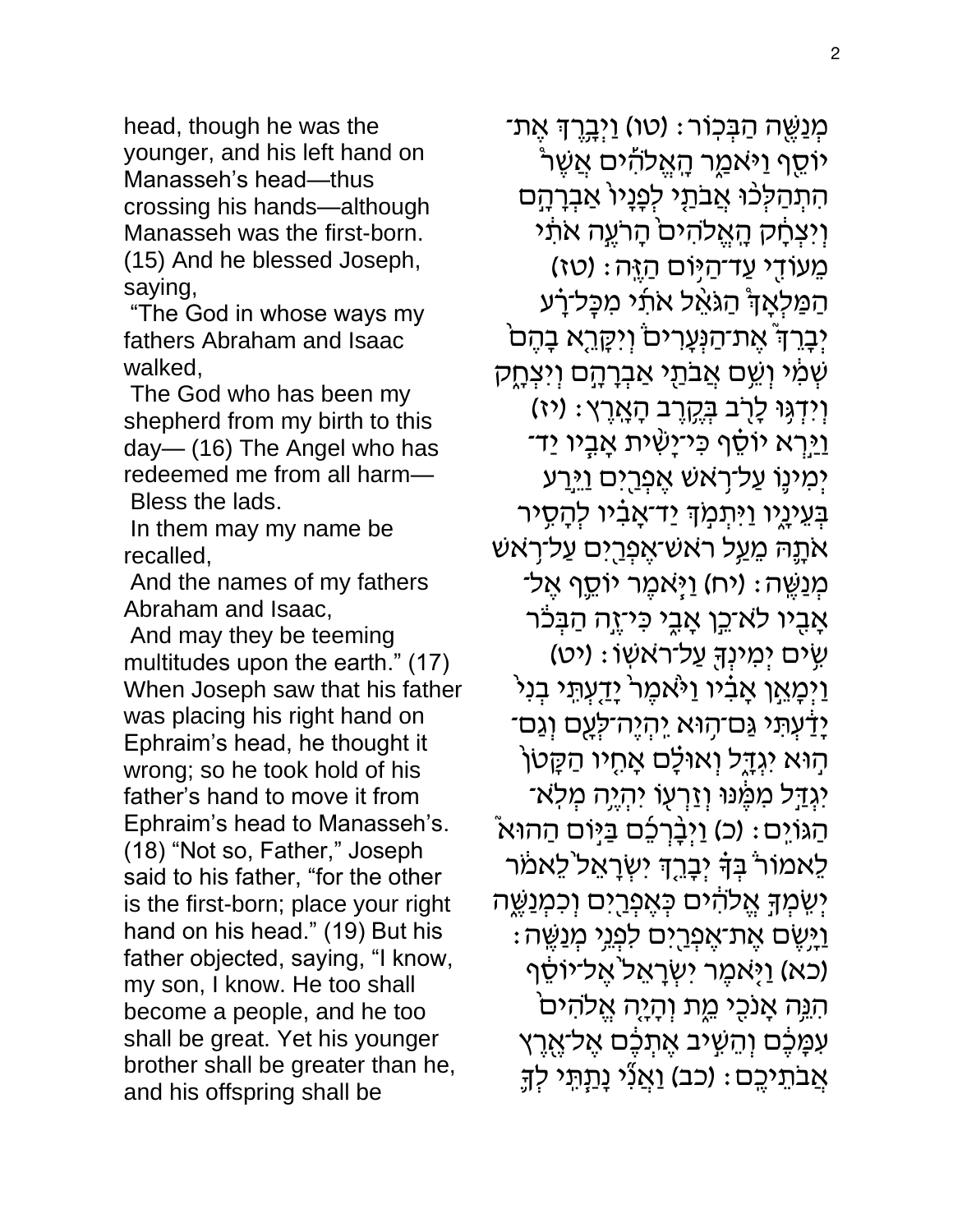head, though he was the younger, and his left hand on Manasseh's head—thus crossing his hands—although Manasseh was the first-born. (15) And he blessed Joseph, saying,

"The God in whose ways my fathers Abraham and Isaac walked,

The God who has been my shepherd from my birth to this day— (16) The Angel who has redeemed me from all harm—

Bless the lads.

In them may my name be recalled,

And the names of my fathers Abraham and Isaac,

And may they be teeming multitudes upon the earth." (17) When Joseph saw that his father was placing his right hand on Ephraim's head, he thought it wrong; so he took hold of his father's hand to move it from Ephraim's head to Manasseh's. (18) "Not so, Father," Joseph said to his father, "for the other is the first-born; place your right hand on his head." (19) But his father objected, saying, "I know, my son, I know. He too shall become a people, and he too shall be great. Yet his younger brother shall be greater than he, and his offspring shall be

מְנַשֶּׁה הַבְּכוֹר׃ (טו) וַיְבָרֶךְ אֶת־יוֹסֵף וַיֹּאמַר הָאֱלֹהִים אֲשֶׁר הִתְהַלְּכוּ אֲבֹתַי לְפָנָיו אַבְרָהָם וְיִצְחָק הָאֱלֹהִים הָרֹעֶה אֹתִי מֵעוֹדִי עַד־הַיּוֹם הַזֶּה׃ (טז) הַמַּלְאָךְ הַגֹּאֵל אֹתִי מִכָּל־רָע יְבָרֵךְ אֶת־הַנְּעָרִים וְיִקָּרֵא בָהֶם שְׁמִי וְשֵׁם אֲבֹתַי אַבְרָהָם וְיִצְחָק וְיִדְגּוּ לָרֹב בְּקֶרֶב הָאָרֶץ׃ (יז) וַיַּרְא יוֹסֵף כִּי־יָשִׁית אָבִיו יַד־יְמִינוֹ עַל־רֹאשׁ אֶפְרַיִם וַיֵּרַע בְּעֵינָיו וַיִּתְמֹךְ יַד־אָבִיו לְהָסִיר אֹתָהּ מֵעַל רֹאשׁ־אֶפְרַיִם עַל־רֹאשׁ מְנַשֶּׁה׃ (יח) וַיֹּאמֶר יוֹסֵף אֶל־אָבִיו לֹא־כֵן אָבִי כִּי־זֶה הַבְּכֹר שִׂים יְמִינְךָ עַל־רֹאשׁוֹ׃ (יט) וַיְמָאֵן אָבִיו וַיֹּאמֶר יָדַעְתִּי בְנִי יָדַעְתִּי גַּם־הוּא יִהְיֶה־לְּעָם וְגַם־הוּא יִגְדָּל וְאוּלָם אָחִיו הַקָּטֹן יִגְדַּל מִמֶּנּוּ וְזַרְעוֹ יִהְיֶה מְלֹא־הַגּוֹיִם׃ (כ) וַיְבָרְכֵם בַּיּוֹם הַהוּא לֵאמוֹר בְּךָ יְבָרֵךְ יִשְׂרָאֵל לֵאמֹר יְשִׂמְךָ אֱלֹהִים כְּאֶפְרַיִם וְכִמְנַשֶּׁה וַיָּשֶׂם אֶת־אֶפְרַיִם לִפְנֵי מְנַשֶּׁה׃ (כא) וַיֹּאמֶר יִשְׂרָאֵל אֶל־יוֹסֵף הִנֵּה אָנֹכִי מֵת וְהָיָה אֱלֹהִים עִמָּכֶם וְהֵשִׁיב אֶתְכֶם אֶל־אֶרֶץ אֲבֹתֵיכֶם׃ (כב) וַאֲנִי נָתַתִּי לְךָ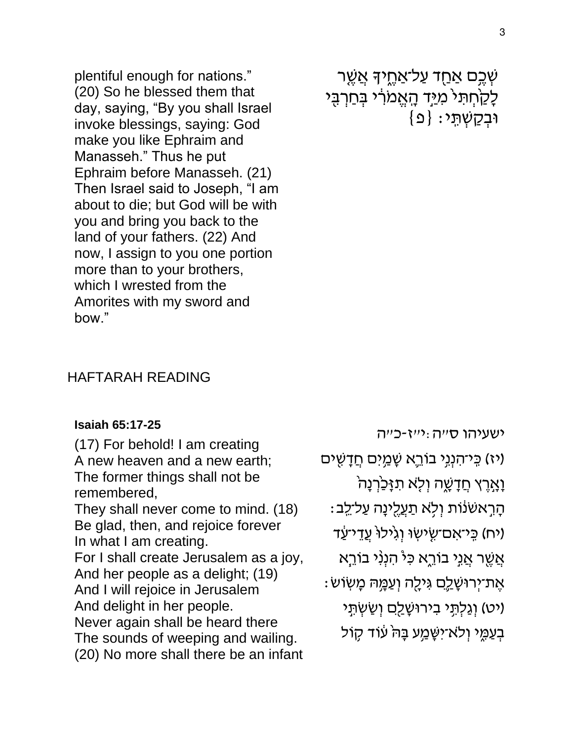plentiful enough for nations." (20) So he blessed them that day, saying, "By you shall Israel invoke blessings, saying: God make you like Ephraim and Manasseh." Thus he put Ephraim before Manasseh. (21) Then Israel said to Joseph, "I am about to die; but God will be with you and bring you back to the land of your fathers. (22) And now, I assign to you one portion more than to your brothers, which I wrested from the Amorites with my sword and bow."

שְׁכֶם אַחַד עַל־אַחֶיךָ אֲשֶׁר לָקַחְתִּי מִיַּד הָאֱמֹרִי בְּחַרְבִּי וּבְקַשְׁתִּי׃ {פ}

## HAFTARAH READING

**Isaiah 65:17-25**

(17) For behold! I am creating
A new heaven and a new earth;
The former things shall not be remembered,
They shall never come to mind. (18) Be glad, then, and rejoice forever
In what I am creating.
For I shall create Jerusalem as a joy,
And her people as a delight; (19) And I will rejoice in Jerusalem
And delight in her people.
Never again shall be heard there
The sounds of weeping and wailing.
(20) No more shall there be an infant

ישעיהו ס״ה:י״ז-כ״ה

(יז) כִּֽי־הִנְנִי בוֹרֵא שָׁמַיִם חֲדָשִׁים וָאָרֶץ חֲדָשָׁה וְלֹא תִזָּכַרְנָה הָרִאשֹׁנוֹת וְלֹא תַעֲלֶינָה עַל־לֵב׃ (יח) כִּֽי־אִם־שִׂישׂוּ וְגִילוּ עֲדֵי־עַד אֲשֶׁר אֲנִי בוֹרֵא כִּי הִנְנִי בוֹרֵא אֶת־יְרוּשָׁלַ͏ִם גִּילָה וְעַמָּהּ מָשׂוֹשׂ׃ (יט) וְגַלְתִּי בִירוּשָׁלַ͏ִם וְשַׂשְׂתִּי בְעַמִּי וְלֹא־יִשָּׁמַע בָּהּ עוֹד קוֹל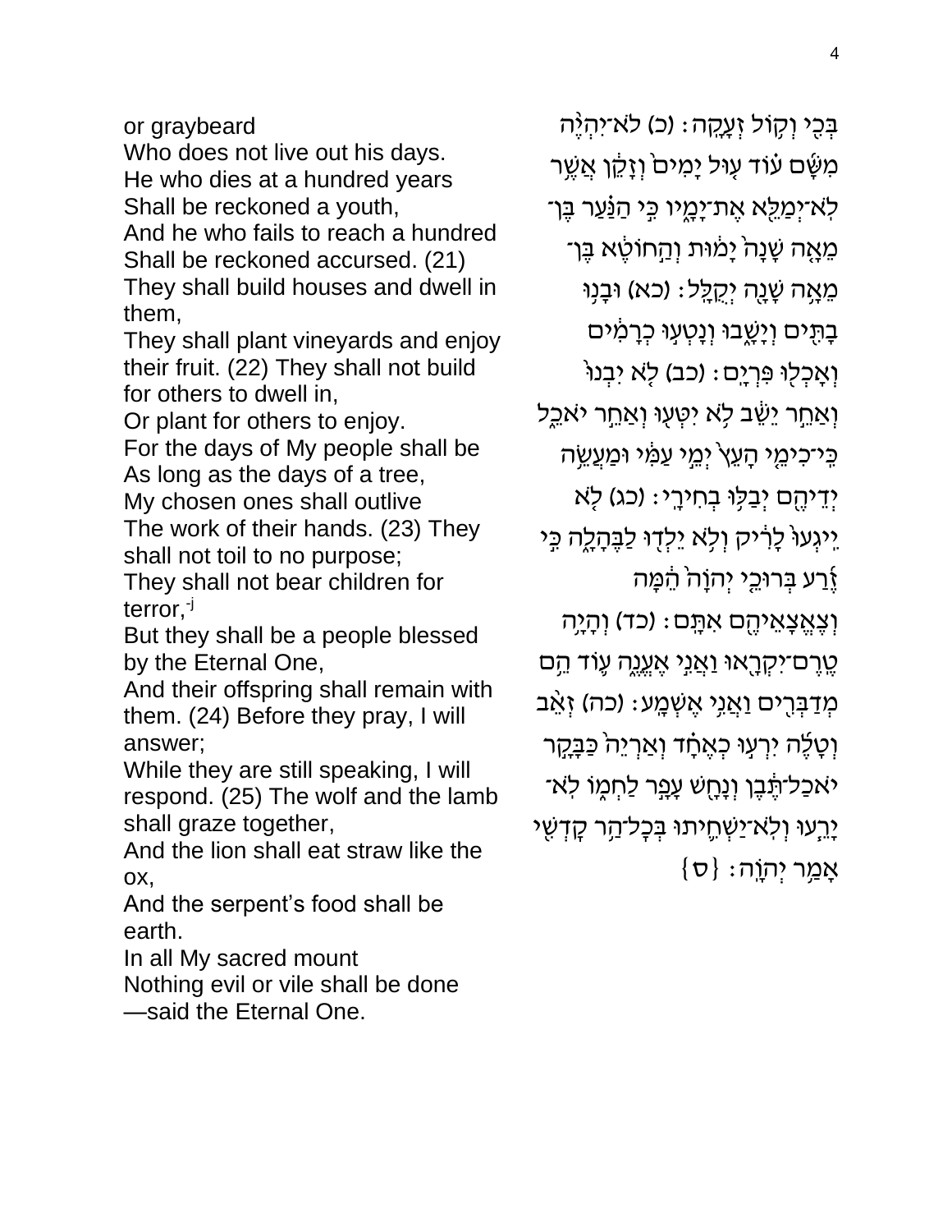or graybeard
Who does not live out his days.
He who dies at a hundred years
Shall be reckoned a youth,
And he who fails to reach a hundred
Shall be reckoned accursed. (21)
They shall build houses and dwell in them,
They shall plant vineyards and enjoy their fruit. (22) They shall not build for others to dwell in,
Or plant for others to enjoy.
For the days of My people shall be
As long as the days of a tree,
My chosen ones shall outlive
The work of their hands. (23) They shall not toil to no purpose;
They shall not bear children for terror,[-j]
But they shall be a people blessed by the Eternal One,
And their offspring shall remain with them. (24) Before they pray, I will answer;
While they are still speaking, I will respond. (25) The wolf and the lamb shall graze together,
And the lion shall eat straw like the ox,
And the serpent's food shall be earth.
In all My sacred mount
Nothing evil or vile shall be done
—said the Eternal One.

בְּכִ֖י וְק֥וֹל זְעָקָֽה׃ (כ) לֹא־יִהְיֶ֨ה מִשָּׁ֜ם ע֗וֹד ע֚וּל יָמִים֙ וְזָקֵ֔ן אֲשֶׁ֥ר לֹא־יְמַלֵּ֖א אֶת־יָמָ֑יו כִּ֣י הַנַּ֗עַר בֶּן־מֵאָ֤ה שָׁנָה֙ יָמ֔וּת וְהַ֣חוֹטֶ֔א בֶּן־מֵאָ֥ה שָׁנָ֖ה יְקֻלָּֽל׃ (כא) וּבָנ֥וּ בָתִּ֖ים וְיָשָׁ֑בוּ וְנָטְע֣וּ כְרָמִ֔ים וְאָכְל֖וּ פִּרְיָֽם׃ (כב) לֹ֤א יִבְנוּ֙ וְאַחֵ֣ר יֵשֵׁ֔ב לֹ֥א יִטְּע֖וּ וְאַחֵ֣ר יֹאכֵ֑ל כִּֽי־כִימֵ֤י הָעֵץ֙ יְמֵ֣י עַמִּ֔י וּמַעֲשֵׂ֥ה יְדֵיהֶ֖ם יְבַלּ֥וּ בְחִירָֽי׃ (כג) לֹ֤א יִֽיגְעוּ֙ לָרִ֔יק וְלֹ֥א יֵלְד֖וּ לַבֶּהָלָ֑ה כִּ֠י זֶ֣רַע בְּרוּכֵ֤י יְהוָה֙ הֵ֔מָּה וְצֶאֱצָאֵיהֶ֖ם אִתָּֽם׃ (כד) וְהָיָ֥ה טֶֽרֶם־יִקְרָ֖אוּ וַאֲנִ֣י אֶעֱנֶ֑ה ע֛וֹד הֵ֥ם מְדַבְּרִ֖ים וַאֲנִ֥י אֶשְׁמָֽע׃ (כה) זְאֵ֨ב וְטָלֶ֜ה יִרְע֣וּ כְאֶחָ֗ד וְאַרְיֵה֙ כַּבָּקָ֣ר יֹאכַל־תֶּ֔בֶן וְנָחָ֖שׁ עָפָ֣ר לַחְמ֑וֹ לֹֽא־יָרֵ֧עוּ וְלֹֽא־יַשְׁחִ֛יתוּ בְּכָל־הַ֥ר קָדְשִׁ֖י אָמַ֥ר יְהוָֽה׃ {ס}